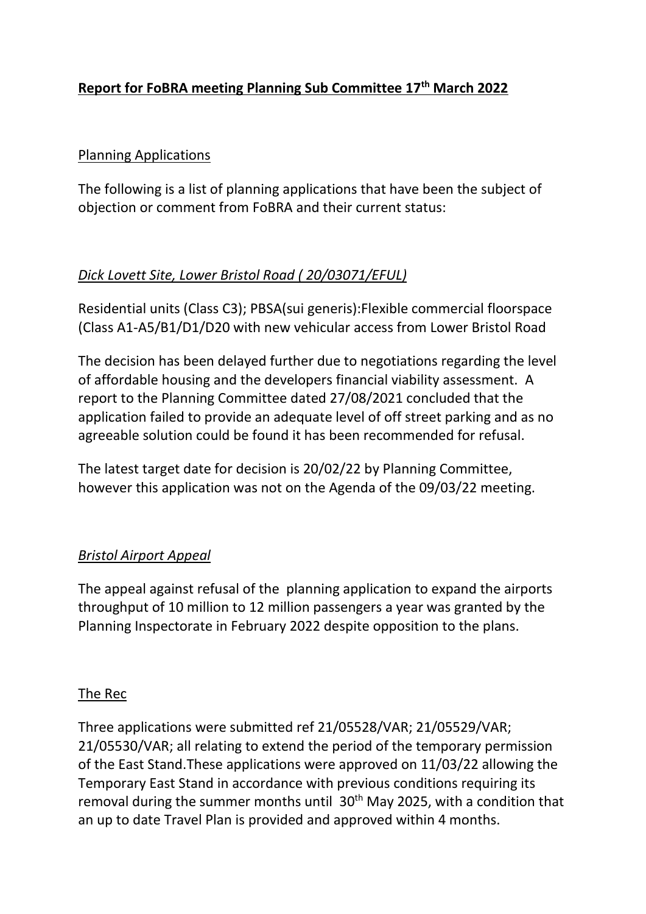# **Report for FoBRA meeting Planning Sub Committee 17th March 2022**

## Planning Applications

The following is a list of planning applications that have been the subject of objection or comment from FoBRA and their current status:

### *Dick Lovett Site, Lower Bristol Road ( 20/03071/EFUL)*

Residential units (Class C3); PBSA(sui generis):Flexible commercial floorspace (Class A1-A5/B1/D1/D20 with new vehicular access from Lower Bristol Road

The decision has been delayed further due to negotiations regarding the level of affordable housing and the developers financial viability assessment. A report to the Planning Committee dated 27/08/2021 concluded that the application failed to provide an adequate level of off street parking and as no agreeable solution could be found it has been recommended for refusal.

The latest target date for decision is 20/02/22 by Planning Committee, however this application was not on the Agenda of the 09/03/22 meeting.

### *Bristol Airport Appeal*

The appeal against refusal of the planning application to expand the airports throughput of 10 million to 12 million passengers a year was granted by the Planning Inspectorate in February 2022 despite opposition to the plans.

## The Rec

Three applications were submitted ref 21/05528/VAR; 21/05529/VAR; 21/05530/VAR; all relating to extend the period of the temporary permission of the East Stand.These applications were approved on 11/03/22 allowing the Temporary East Stand in accordance with previous conditions requiring its removal during the summer months until 30th May 2025, with a condition that an up to date Travel Plan is provided and approved within 4 months.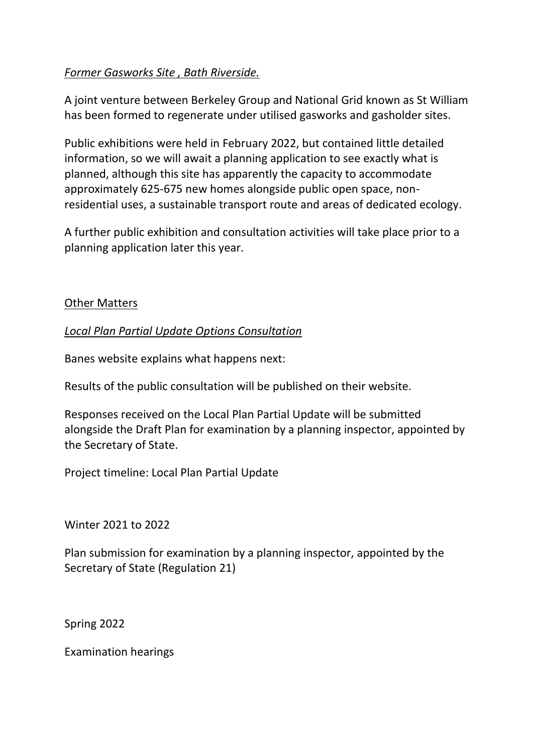*Former Gasworks Site , Bath Riverside.*

A joint venture between Berkeley Group and National Grid known as St William has been formed to regenerate under utilised gasworks and gasholder sites.

Public exhibitions were held in February 2022, but contained little detailed information, so we will await a planning application to see exactly what is planned, although this site has apparently the capacity to accommodate approximately 625-675 new homes alongside public open space, non-residential uses, a sustainable transport route and areas of dedicated ecology.

A further public exhibition and consultation activities will take place prior to a planning application later this year.

Other Matters

*Local Plan Partial Update Options Consultation*

Banes website explains what happens next:

Results of the public consultation will be published on their website.

Responses received on the Local Plan Partial Update will be submitted alongside the Draft Plan for examination by a planning inspector, appointed by the Secretary of State.

Project timeline: Local Plan Partial Update

Winter 2021 to 2022

Plan submission for examination by a planning inspector, appointed by the Secretary of State (Regulation 21)

Spring 2022

Examination hearings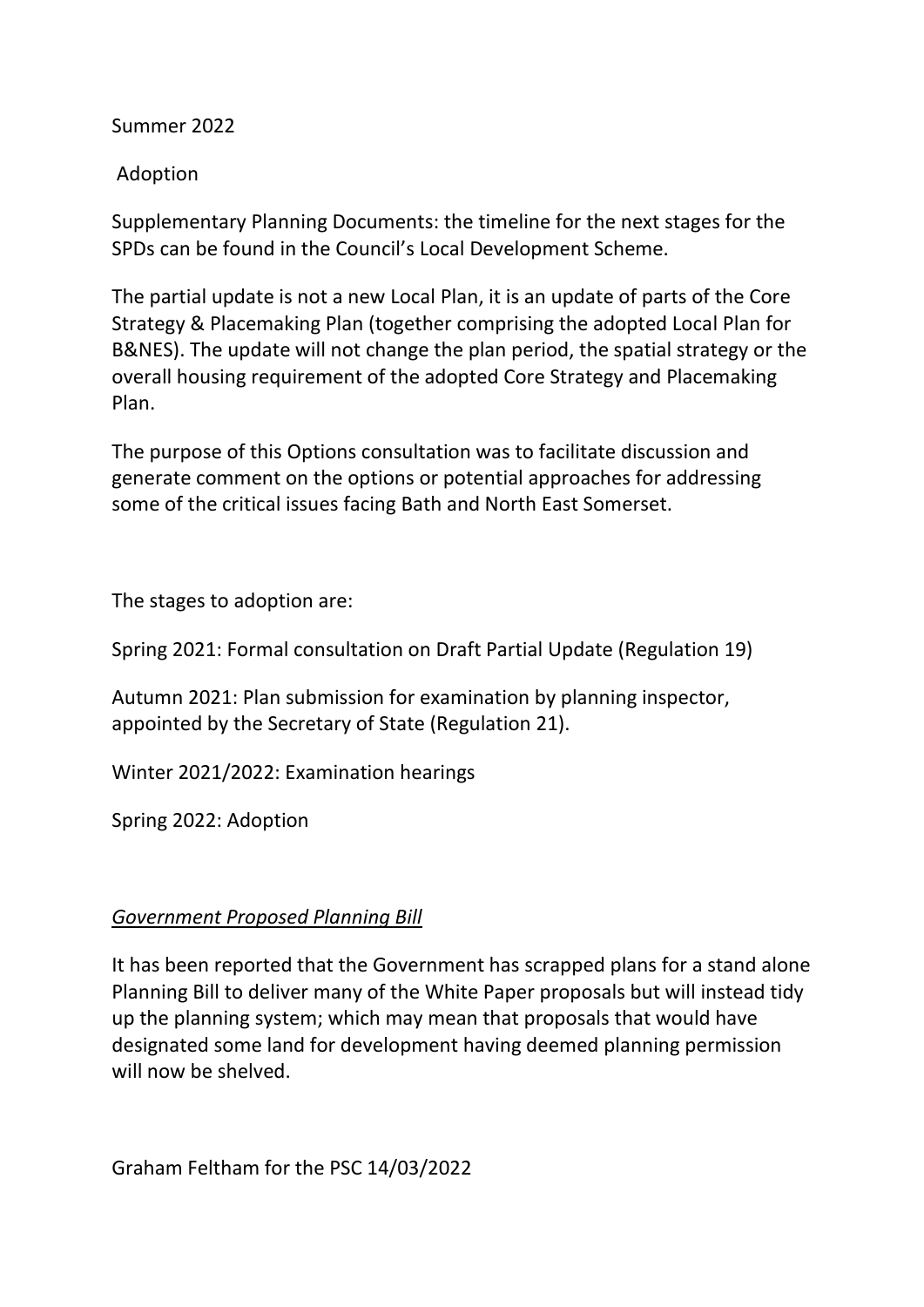Summer 2022

Adoption

Supplementary Planning Documents: the timeline for the next stages for the SPDs can be found in the Council's Local Development Scheme.

The partial update is not a new Local Plan, it is an update of parts of the Core Strategy & Placemaking Plan (together comprising the adopted Local Plan for B&NES). The update will not change the plan period, the spatial strategy or the overall housing requirement of the adopted Core Strategy and Placemaking Plan.

The purpose of this Options consultation was to facilitate discussion and generate comment on the options or potential approaches for addressing some of the critical issues facing Bath and North East Somerset.

The stages to adoption are:

Spring 2021: Formal consultation on Draft Partial Update (Regulation 19)

Autumn 2021: Plan submission for examination by planning inspector, appointed by the Secretary of State (Regulation 21).

Winter 2021/2022: Examination hearings

Spring 2022: Adoption

*<u>Government Proposed Planning Bill</u>*

It has been reported that the Government has scrapped plans for a stand alone Planning Bill to deliver many of the White Paper proposals but will instead tidy up the planning system; which may mean that proposals that would have designated some land for development having deemed planning permission will now be shelved.

Graham Feltham for the PSC 14/03/2022